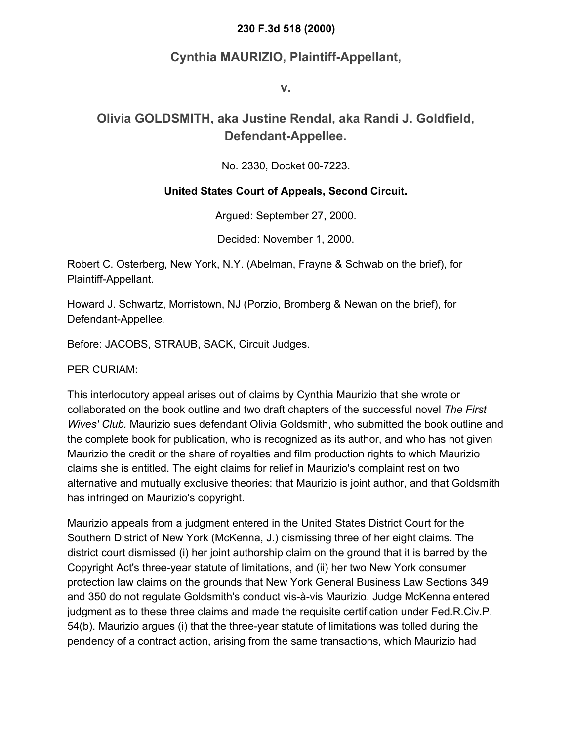**230 F.3d 518 (2000)**

## Cynthia MAURIZIO, Plaintiff-Appellant,

**v.**

## Olivia GOLDSMITH, aka Justine Rendal, aka Randi J. Goldfield, Defendant-Appellee.

No. 2330, Docket 00-7223.

**United States Court of Appeals, Second Circuit.**

Argued: September 27, 2000.

Decided: November 1, 2000.

Robert C. Osterberg, New York, N.Y. (Abelman, Frayne & Schwab on the brief), for Plaintiff-Appellant.

Howard J. Schwartz, Morristown, NJ (Porzio, Bromberg & Newan on the brief), for Defendant-Appellee.

Before: JACOBS, STRAUB, SACK, Circuit Judges.

PER CURIAM:

This interlocutory appeal arises out of claims by Cynthia Maurizio that she wrote or collaborated on the book outline and two draft chapters of the successful novel *The First Wives' Club.* Maurizio sues defendant Olivia Goldsmith, who submitted the book outline and the complete book for publication, who is recognized as its author, and who has not given Maurizio the credit or the share of royalties and film production rights to which Maurizio claims she is entitled. The eight claims for relief in Maurizio's complaint rest on two alternative and mutually exclusive theories: that Maurizio is joint author, and that Goldsmith has infringed on Maurizio's copyright.

Maurizio appeals from a judgment entered in the United States District Court for the Southern District of New York (McKenna, J.) dismissing three of her eight claims. The district court dismissed (i) her joint authorship claim on the ground that it is barred by the Copyright Act's three-year statute of limitations, and (ii) her two New York consumer protection law claims on the grounds that New York General Business Law Sections 349 and 350 do not regulate Goldsmith's conduct vis-à-vis Maurizio. Judge McKenna entered judgment as to these three claims and made the requisite certification under Fed.R.Civ.P. 54(b). Maurizio argues (i) that the three-year statute of limitations was tolled during the pendency of a contract action, arising from the same transactions, which Maurizio had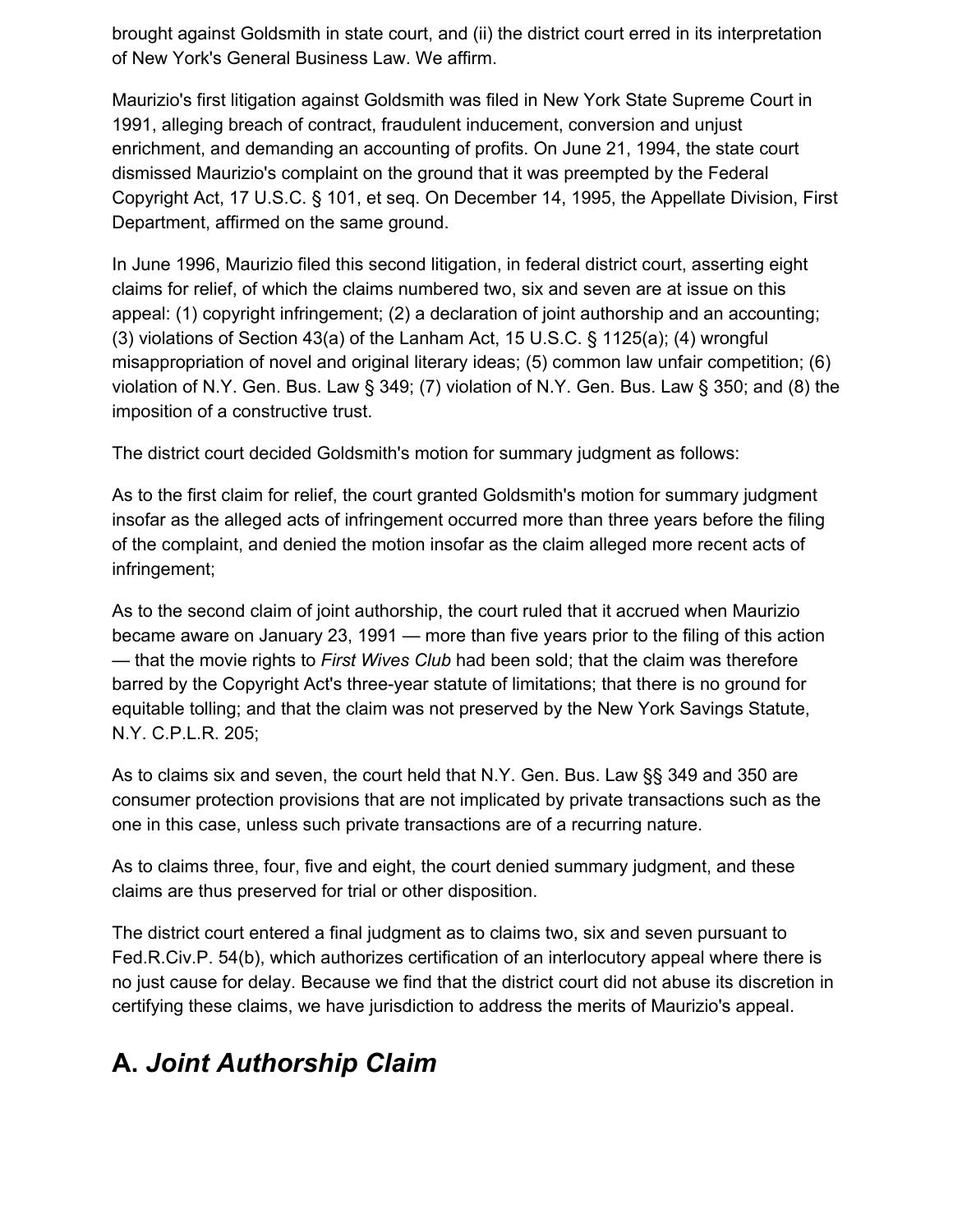brought against Goldsmith in state court, and (ii) the district court erred in its interpretation of New York's General Business Law. We affirm.

Maurizio's first litigation against Goldsmith was filed in New York State Supreme Court in 1991, alleging breach of contract, fraudulent inducement, conversion and unjust enrichment, and demanding an accounting of profits. On June 21, 1994, the state court dismissed Maurizio's complaint on the ground that it was preempted by the Federal Copyright Act, 17 U.S.C. § 101, et seq. On December 14, 1995, the Appellate Division, First Department, affirmed on the same ground.

In June 1996, Maurizio filed this second litigation, in federal district court, asserting eight claims for relief, of which the claims numbered two, six and seven are at issue on this appeal: (1) copyright infringement; (2) a declaration of joint authorship and an accounting; (3) violations of Section 43(a) of the Lanham Act, 15 U.S.C. § 1125(a); (4) wrongful misappropriation of novel and original literary ideas; (5) common law unfair competition; (6) violation of N.Y. Gen. Bus. Law § 349; (7) violation of N.Y. Gen. Bus. Law § 350; and (8) the imposition of a constructive trust.

The district court decided Goldsmith's motion for summary judgment as follows:

As to the first claim for relief, the court granted Goldsmith's motion for summary judgment insofar as the alleged acts of infringement occurred more than three years before the filing of the complaint, and denied the motion insofar as the claim alleged more recent acts of infringement;

As to the second claim of joint authorship, the court ruled that it accrued when Maurizio became aware on January 23, 1991 — more than five years prior to the filing of this action — that the movie rights to *First Wives Club* had been sold; that the claim was therefore barred by the Copyright Act's three-year statute of limitations; that there is no ground for equitable tolling; and that the claim was not preserved by the New York Savings Statute, N.Y. C.P.L.R. 205;

As to claims six and seven, the court held that N.Y. Gen. Bus. Law §§ 349 and 350 are consumer protection provisions that are not implicated by private transactions such as the one in this case, unless such private transactions are of a recurring nature.

As to claims three, four, five and eight, the court denied summary judgment, and these claims are thus preserved for trial or other disposition.

The district court entered a final judgment as to claims two, six and seven pursuant to Fed.R.Civ.P. 54(b), which authorizes certification of an interlocutory appeal where there is no just cause for delay. Because we find that the district court did not abuse its discretion in certifying these claims, we have jurisdiction to address the merits of Maurizio's appeal.

## A. *Joint Authorship Claim*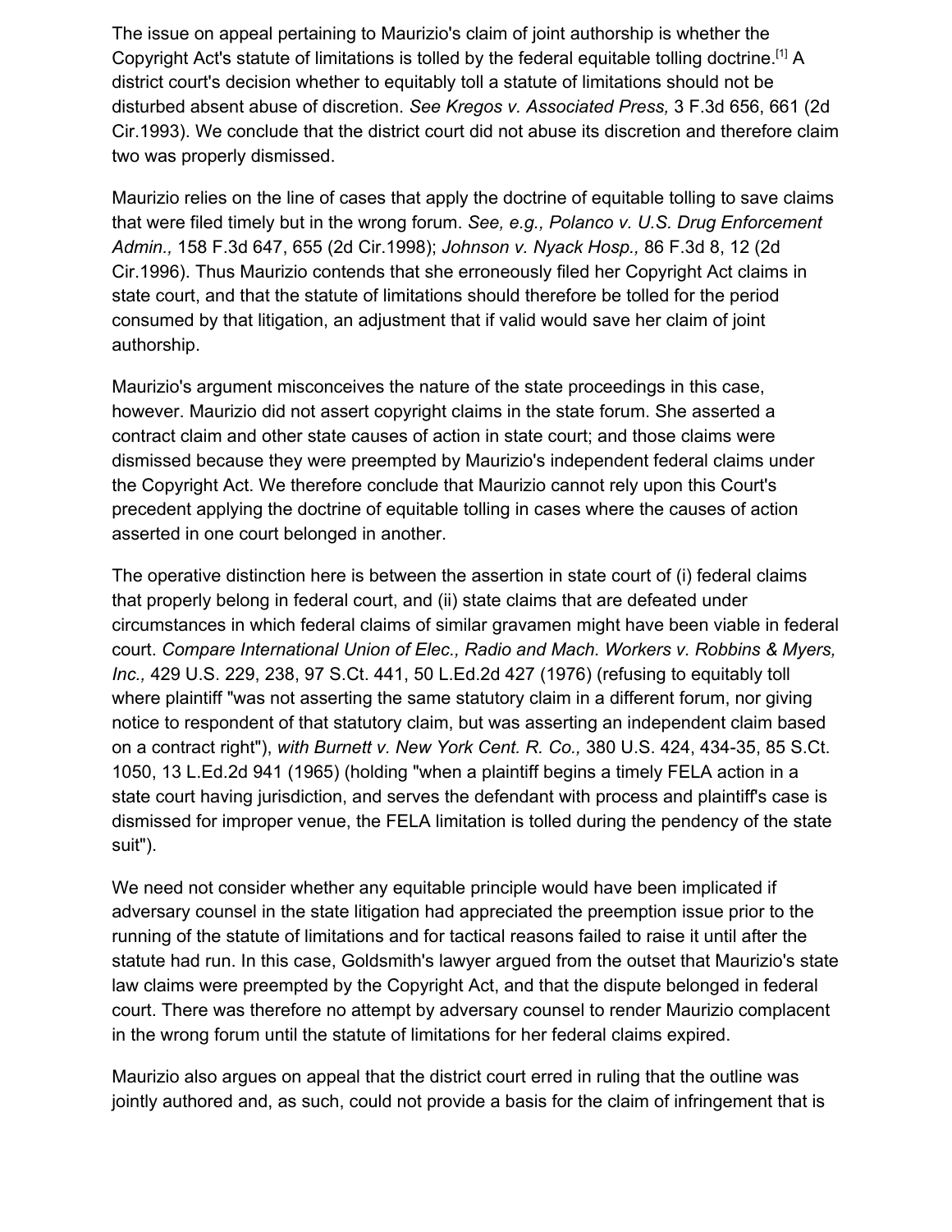The issue on appeal pertaining to Maurizio's claim of joint authorship is whether the Copyright Act's statute of limitations is tolled by the federal equitable tolling doctrine.[1] A district court's decision whether to equitably toll a statute of limitations should not be disturbed absent abuse of discretion. *See Kregos v. Associated Press,* 3 F.3d 656, 661 (2d Cir.1993). We conclude that the district court did not abuse its discretion and therefore claim two was properly dismissed.

Maurizio relies on the line of cases that apply the doctrine of equitable tolling to save claims that were filed timely but in the wrong forum. *See, e.g., Polanco v. U.S. Drug Enforcement Admin.,* 158 F.3d 647, 655 (2d Cir.1998); *Johnson v. Nyack Hosp.,* 86 F.3d 8, 12 (2d Cir.1996). Thus Maurizio contends that she erroneously filed her Copyright Act claims in state court, and that the statute of limitations should therefore be tolled for the period consumed by that litigation, an adjustment that if valid would save her claim of joint authorship.

Maurizio's argument misconceives the nature of the state proceedings in this case, however. Maurizio did not assert copyright claims in the state forum. She asserted a contract claim and other state causes of action in state court; and those claims were dismissed because they were preempted by Maurizio's independent federal claims under the Copyright Act. We therefore conclude that Maurizio cannot rely upon this Court's precedent applying the doctrine of equitable tolling in cases where the causes of action asserted in one court belonged in another.

The operative distinction here is between the assertion in state court of (i) federal claims that properly belong in federal court, and (ii) state claims that are defeated under circumstances in which federal claims of similar gravamen might have been viable in federal court. *Compare International Union of Elec., Radio and Mach. Workers v. Robbins & Myers, Inc.,* 429 U.S. 229, 238, 97 S.Ct. 441, 50 L.Ed.2d 427 (1976) (refusing to equitably toll where plaintiff "was not asserting the same statutory claim in a different forum, nor giving notice to respondent of that statutory claim, but was asserting an independent claim based on a contract right"), *with Burnett v. New York Cent. R. Co.,* 380 U.S. 424, 434-35, 85 S.Ct. 1050, 13 L.Ed.2d 941 (1965) (holding "when a plaintiff begins a timely FELA action in a state court having jurisdiction, and serves the defendant with process and plaintiff's case is dismissed for improper venue, the FELA limitation is tolled during the pendency of the state suit").

We need not consider whether any equitable principle would have been implicated if adversary counsel in the state litigation had appreciated the preemption issue prior to the running of the statute of limitations and for tactical reasons failed to raise it until after the statute had run. In this case, Goldsmith's lawyer argued from the outset that Maurizio's state law claims were preempted by the Copyright Act, and that the dispute belonged in federal court. There was therefore no attempt by adversary counsel to render Maurizio complacent in the wrong forum until the statute of limitations for her federal claims expired.

Maurizio also argues on appeal that the district court erred in ruling that the outline was jointly authored and, as such, could not provide a basis for the claim of infringement that is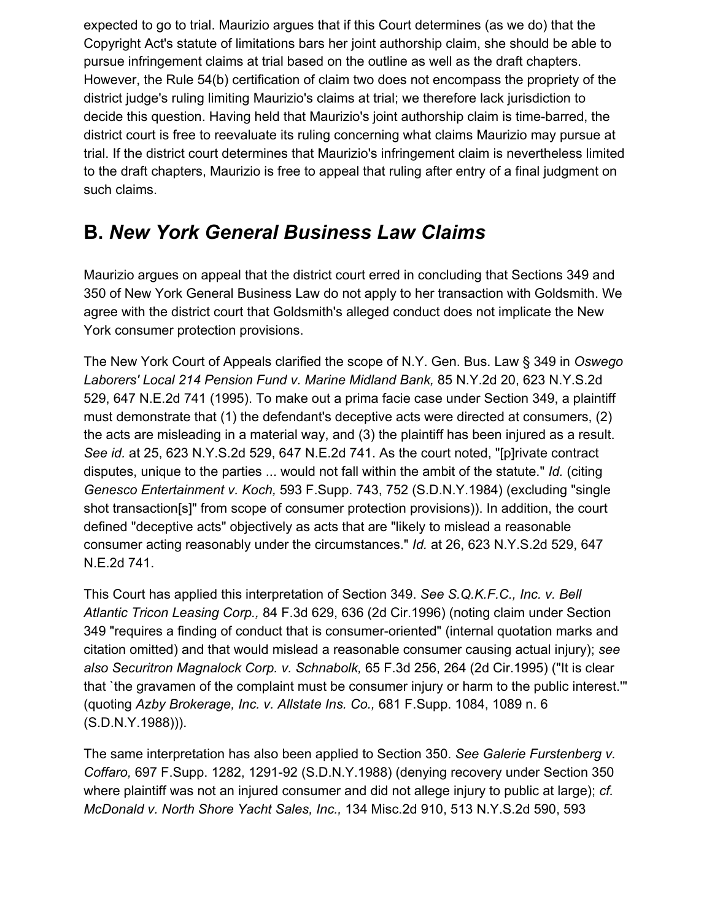expected to go to trial. Maurizio argues that if this Court determines (as we do) that the Copyright Act's statute of limitations bars her joint authorship claim, she should be able to pursue infringement claims at trial based on the outline as well as the draft chapters. However, the Rule 54(b) certification of claim two does not encompass the propriety of the district judge's ruling limiting Maurizio's claims at trial; we therefore lack jurisdiction to decide this question. Having held that Maurizio's joint authorship claim is time-barred, the district court is free to reevaluate its ruling concerning what claims Maurizio may pursue at trial. If the district court determines that Maurizio's infringement claim is nevertheless limited to the draft chapters, Maurizio is free to appeal that ruling after entry of a final judgment on such claims.

## B. *New York General Business Law Claims*

Maurizio argues on appeal that the district court erred in concluding that Sections 349 and 350 of New York General Business Law do not apply to her transaction with Goldsmith. We agree with the district court that Goldsmith's alleged conduct does not implicate the New York consumer protection provisions.

The New York Court of Appeals clarified the scope of N.Y. Gen. Bus. Law § 349 in *Oswego Laborers' Local 214 Pension Fund v. Marine Midland Bank,* 85 N.Y.2d 20, 623 N.Y.S.2d 529, 647 N.E.2d 741 (1995). To make out a prima facie case under Section 349, a plaintiff must demonstrate that (1) the defendant's deceptive acts were directed at consumers, (2) the acts are misleading in a material way, and (3) the plaintiff has been injured as a result. *See id.* at 25, 623 N.Y.S.2d 529, 647 N.E.2d 741. As the court noted, "[p]rivate contract disputes, unique to the parties ... would not fall within the ambit of the statute." *Id.* (citing *Genesco Entertainment v. Koch,* 593 F.Supp. 743, 752 (S.D.N.Y.1984) (excluding "single shot transaction[s]" from scope of consumer protection provisions)). In addition, the court defined "deceptive acts" objectively as acts that are "likely to mislead a reasonable consumer acting reasonably under the circumstances." *Id.* at 26, 623 N.Y.S.2d 529, 647 N.E.2d 741.

This Court has applied this interpretation of Section 349. *See S.Q.K.F.C., Inc. v. Bell Atlantic Tricon Leasing Corp.,* 84 F.3d 629, 636 (2d Cir.1996) (noting claim under Section 349 "requires a finding of conduct that is consumer-oriented" (internal quotation marks and citation omitted) and that would mislead a reasonable consumer causing actual injury); *see also Securitron Magnalock Corp. v. Schnabolk,* 65 F.3d 256, 264 (2d Cir.1995) ("It is clear that `the gravamen of the complaint must be consumer injury or harm to the public interest.'" (quoting *Azby Brokerage, Inc. v. Allstate Ins. Co.,* 681 F.Supp. 1084, 1089 n. 6 (S.D.N.Y.1988))).

The same interpretation has also been applied to Section 350. *See Galerie Furstenberg v. Coffaro,* 697 F.Supp. 1282, 1291-92 (S.D.N.Y.1988) (denying recovery under Section 350 where plaintiff was not an injured consumer and did not allege injury to public at large); *cf. McDonald v. North Shore Yacht Sales, Inc.,* 134 Misc.2d 910, 513 N.Y.S.2d 590, 593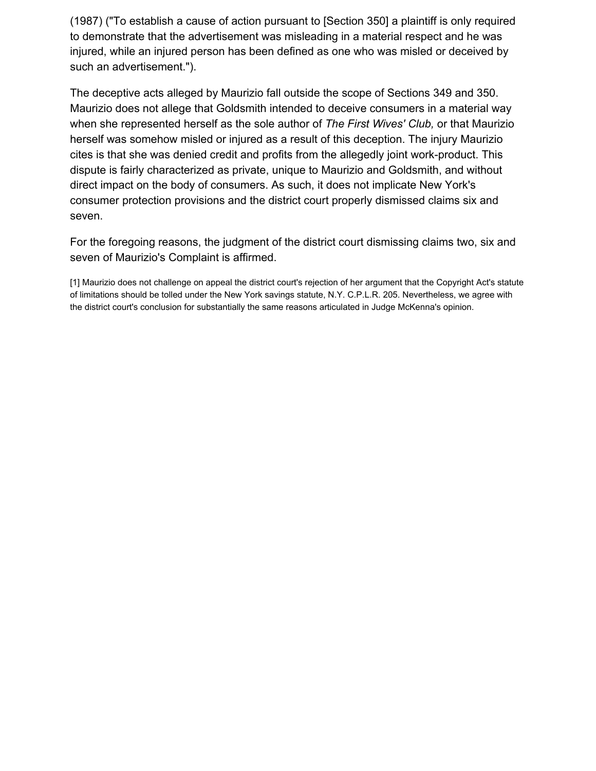(1987) ("To establish a cause of action pursuant to [Section 350] a plaintiff is only required to demonstrate that the advertisement was misleading in a material respect and he was injured, while an injured person has been defined as one who was misled or deceived by such an advertisement.").

The deceptive acts alleged by Maurizio fall outside the scope of Sections 349 and 350. Maurizio does not allege that Goldsmith intended to deceive consumers in a material way when she represented herself as the sole author of *The First Wives' Club,* or that Maurizio herself was somehow misled or injured as a result of this deception. The injury Maurizio cites is that she was denied credit and profits from the allegedly joint work-product. This dispute is fairly characterized as private, unique to Maurizio and Goldsmith, and without direct impact on the body of consumers. As such, it does not implicate New York's consumer protection provisions and the district court properly dismissed claims six and seven.

For the foregoing reasons, the judgment of the district court dismissing claims two, six and seven of Maurizio's Complaint is affirmed.

[1] Maurizio does not challenge on appeal the district court's rejection of her argument that the Copyright Act's statute of limitations should be tolled under the New York savings statute, N.Y. C.P.L.R. 205. Nevertheless, we agree with the district court's conclusion for substantially the same reasons articulated in Judge McKenna's opinion.